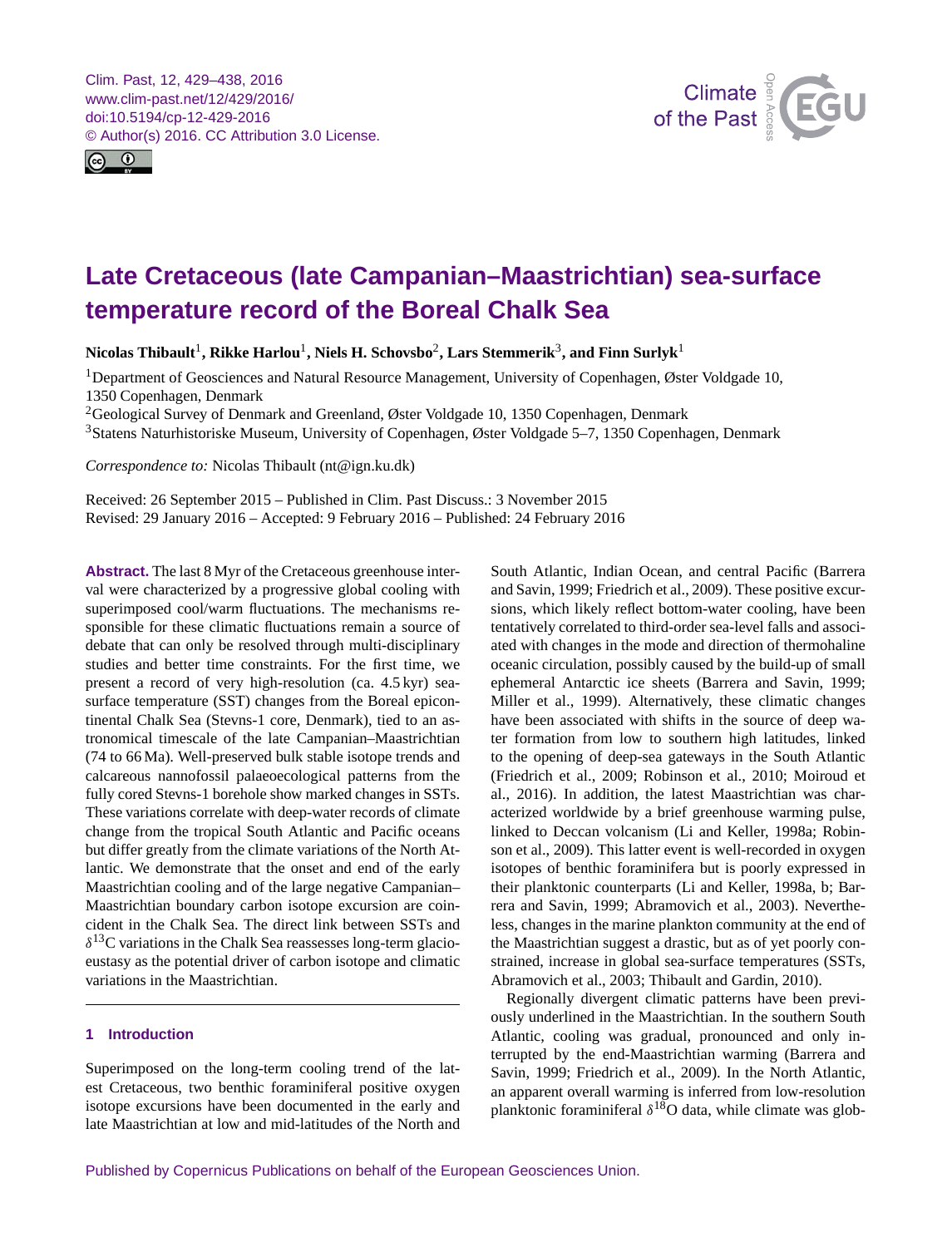# Late Cretaceous (late Campanian–Maastrichtian) sea-surface temperature record of the Boreal Chalk Sea

**Nicolas Thibault[1], Rikke Harlou[1], Niels H. Schovsbo[2], Lars Stemmerik[3], and Finn Surlyk[1]**

[1]Department of Geosciences and Natural Resource Management, University of Copenhagen, Øster Voldgade 10, 1350 Copenhagen, Denmark

[2]Geological Survey of Denmark and Greenland, Øster Voldgade 10, 1350 Copenhagen, Denmark

[3]Statens Naturhistoriske Museum, University of Copenhagen, Øster Voldgade 5–7, 1350 Copenhagen, Denmark

*Correspondence to:* Nicolas Thibault (nt@ign.ku.dk)

Received: 26 September 2015 – Published in Clim. Past Discuss.: 3 November 2015
Revised: 29 January 2016 – Accepted: 9 February 2016 – Published: 24 February 2016

**Abstract.** The last 8 Myr of the Cretaceous greenhouse interval were characterized by a progressive global cooling with superimposed cool/warm fluctuations. The mechanisms responsible for these climatic fluctuations remain a source of debate that can only be resolved through multi-disciplinary studies and better time constraints. For the first time, we present a record of very high-resolution (ca. 4.5 kyr) sea-surface temperature (SST) changes from the Boreal epicontinental Chalk Sea (Stevns-1 core, Denmark), tied to an astronomical timescale of the late Campanian–Maastrichtian (74 to 66 Ma). Well-preserved bulk stable isotope trends and calcareous nannofossil palaeoecological patterns from the fully cored Stevns-1 borehole show marked changes in SSTs. These variations correlate with deep-water records of climate change from the tropical South Atlantic and Pacific oceans but differ greatly from the climate variations of the North Atlantic. We demonstrate that the onset and end of the early Maastrichtian cooling and of the large negative Campanian–Maastrichtian boundary carbon isotope excursion are coincident in the Chalk Sea. The direct link between SSTs and $\delta^{13}C$ variations in the Chalk Sea reassesses long-term glacio-eustasy as the potential driver of carbon isotope and climatic variations in the Maastrichtian.

## 1 Introduction

Superimposed on the long-term cooling trend of the latest Cretaceous, two benthic foraminiferal positive oxygen isotope excursions have been documented in the early and late Maastrichtian at low and mid-latitudes of the North and South Atlantic, Indian Ocean, and central Pacific (Barrera and Savin, 1999; Friedrich et al., 2009). These positive excursions, which likely reflect bottom-water cooling, have been tentatively correlated to third-order sea-level falls and associated with changes in the mode and direction of thermohaline oceanic circulation, possibly caused by the build-up of small ephemeral Antarctic ice sheets (Barrera and Savin, 1999; Miller et al., 1999). Alternatively, these climatic changes have been associated with shifts in the source of deep water formation from low to southern high latitudes, linked to the opening of deep-sea gateways in the South Atlantic (Friedrich et al., 2009; Robinson et al., 2010; Moiroud et al., 2016). In addition, the latest Maastrichtian was characterized worldwide by a brief greenhouse warming pulse, linked to Deccan volcanism (Li and Keller, 1998a; Robinson et al., 2009). This latter event is well-recorded in oxygen isotopes of benthic foraminifera but is poorly expressed in their planktonic counterparts (Li and Keller, 1998a, b; Barrera and Savin, 1999; Abramovich et al., 2003). Nevertheless, changes in the marine plankton community at the end of the Maastrichtian suggest a drastic, but as of yet poorly constrained, increase in global sea-surface temperatures (SSTs, Abramovich et al., 2003; Thibault and Gardin, 2010).

Regionally divergent climatic patterns have been previously underlined in the Maastrichtian. In the southern South Atlantic, cooling was gradual, pronounced and only interrupted by the end-Maastrichtian warming (Barrera and Savin, 1999; Friedrich et al., 2009). In the North Atlantic, an apparent overall warming is inferred from low-resolution planktonic foraminiferal $\delta^{18}O$ data, while climate was glob-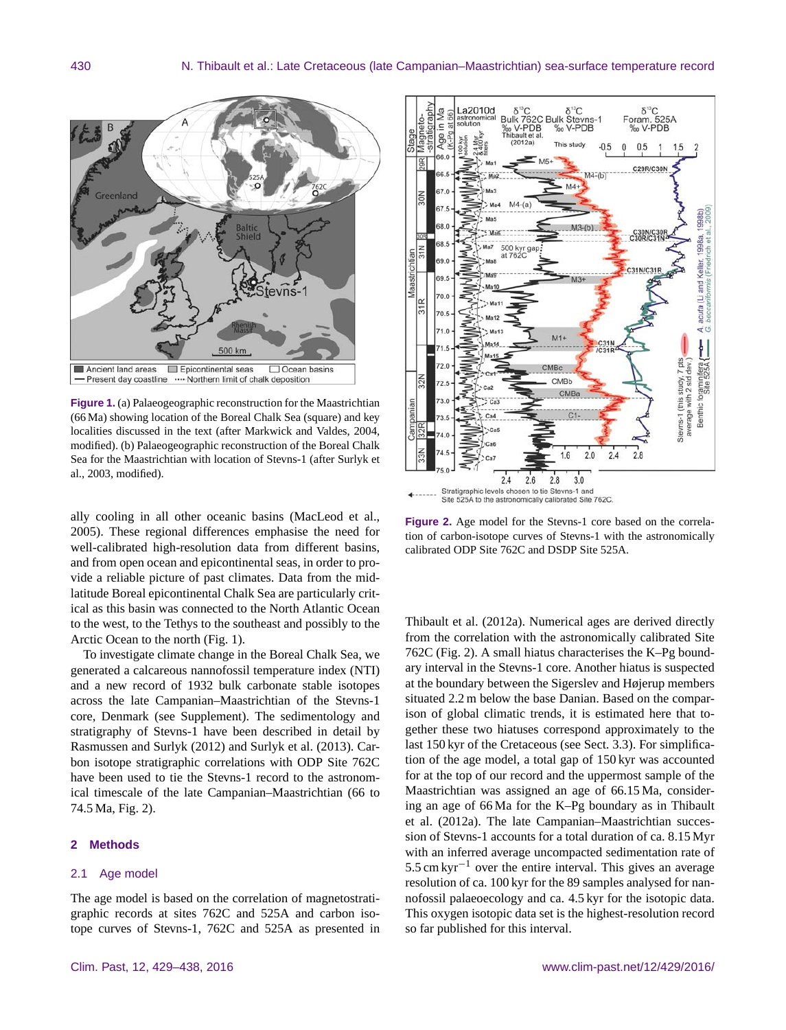**Figure 1.** (a) Palaeogeographic reconstruction for the Maastrichtian (66 Ma) showing location of the Boreal Chalk Sea (square) and key localities discussed in the text (after Markwick and Valdes, 2004, modified). (b) Palaeogeographic reconstruction of the Boreal Chalk Sea for the Maastrichtian with location of Stevns-1 (after Surlyk et al., 2003, modified).

ally cooling in all other oceanic basins (MacLeod et al., 2005). These regional differences emphasise the need for well-calibrated high-resolution data from different basins, and from open ocean and epicontinental seas, in order to provide a reliable picture of past climates. Data from the mid-latitude Boreal epicontinental Chalk Sea are particularly critical as this basin was connected to the North Atlantic Ocean to the west, to the Tethys to the southeast and possibly to the Arctic Ocean to the north (Fig. 1).

To investigate climate change in the Boreal Chalk Sea, we generated a calcareous nannofossil temperature index (NTI) and a new record of 1932 bulk carbonate stable isotopes across the late Campanian–Maastrichtian of the Stevns-1 core, Denmark (see Supplement). The sedimentology and stratigraphy of Stevns-1 have been described in detail by Rasmussen and Surlyk (2012) and Surlyk et al. (2013). Carbon isotope stratigraphic correlations with ODP Site 762C have been used to tie the Stevns-1 record to the astronomical timescale of the late Campanian–Maastrichtian (66 to 74.5 Ma, Fig. 2).

## 2 Methods

### 2.1 Age model

The age model is based on the correlation of magnetostratigraphic records at sites 762C and 525A and carbon isotope curves of Stevns-1, 762C and 525A as presented in Thibault et al. (2012a). Numerical ages are derived directly from the correlation with the astronomically calibrated Site 762C (Fig. 2). A small hiatus characterises the K–Pg boundary interval in the Stevns-1 core. Another hiatus is suspected at the boundary between the Sigerslev and Højerup members situated 2.2 m below the base Danian. Based on the comparison of global climatic trends, it is estimated here that together these two hiatuses correspond approximately to the last 150 kyr of the Cretaceous (see Sect. 3.3). For simplification of the age model, a total gap of 150 kyr was accounted for at the top of our record and the uppermost sample of the Maastrichtian was assigned an age of 66.15 Ma, considering an age of 66 Ma for the K–Pg boundary as in Thibault et al. (2012a). The late Campanian–Maastrichtian succession of Stevns-1 accounts for a total duration of ca. 8.15 Myr with an inferred average uncompacted sedimentation rate of 5.5 cm $kyr^{-1}$ over the entire interval. This gives an average resolution of ca. 100 kyr for the 89 samples analysed for nannofossil palaeoecology and ca. 4.5 kyr for the isotopic data. This oxygen isotopic data set is the highest-resolution record so far published for this interval.

**Figure 2.** Age model for the Stevns-1 core based on the correlation of carbon-isotope curves of Stevns-1 with the astronomically calibrated ODP Site 762C and DSDP Site 525A.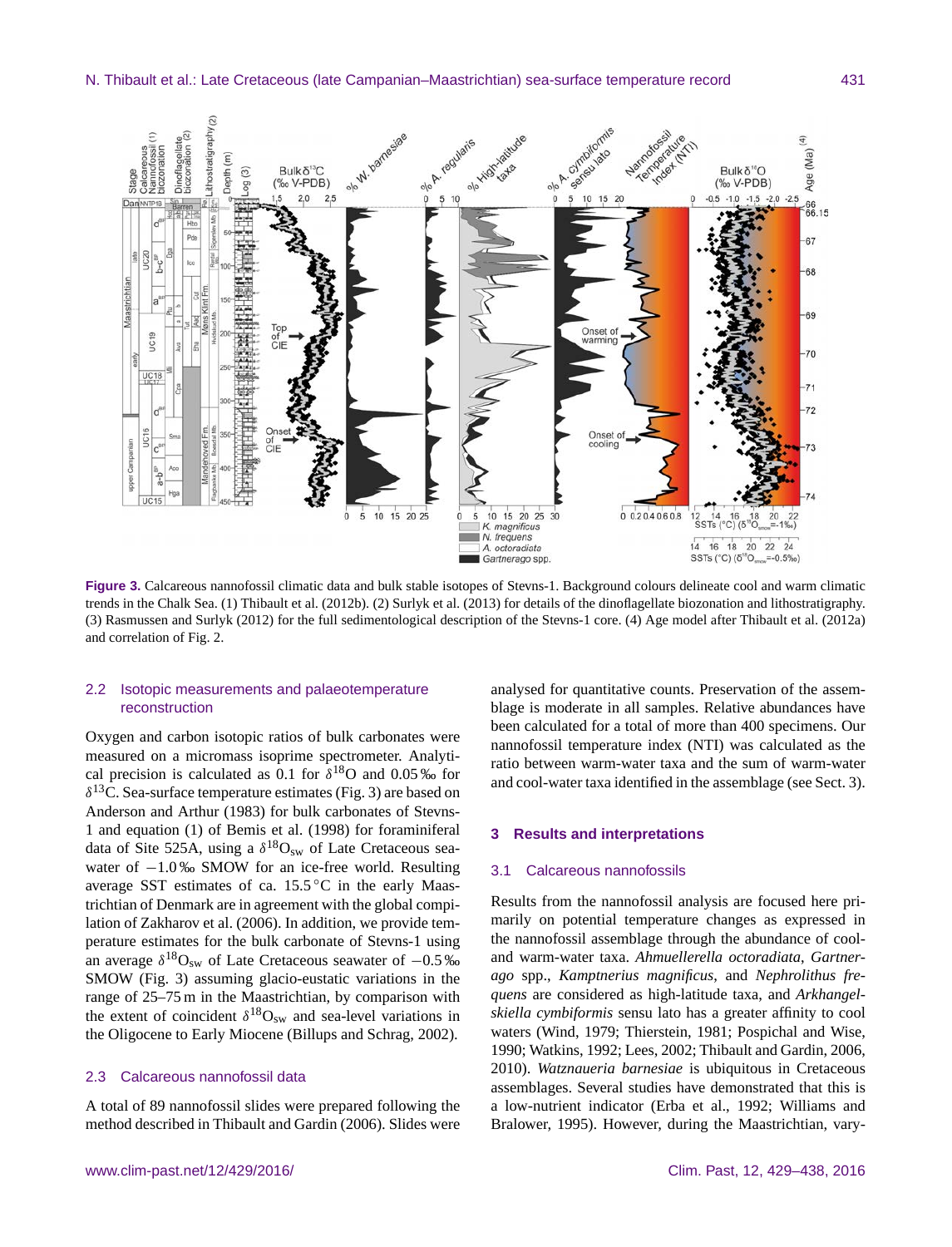**Figure 3.** Calcareous nannofossil climatic data and bulk stable isotopes of Stevns-1. Background colours delineate cool and warm climatic trends in the Chalk Sea. (1) Thibault et al. (2012b). (2) Surlyk et al. (2013) for details of the dinoflagellate biozonation and lithostratigraphy. (3) Rasmussen and Surlyk (2012) for the full sedimentological description of the Stevns-1 core. (4) Age model after Thibault et al. (2012a) and correlation of Fig. 2.

### 2.2 Isotopic measurements and palaeotemperature reconstruction

Oxygen and carbon isotopic ratios of bulk carbonates were measured on a micromass isoprime spectrometer. Analytical precision is calculated as 0.1 for $\delta^{18}$O and 0.05 ‰ for $\delta^{13}$C. Sea-surface temperature estimates (Fig. 3) are based on Anderson and Arthur (1983) for bulk carbonates of Stevns-1 and equation (1) of Bemis et al. (1998) for foraminiferal data of Site 525A, using a $\delta^{18}O_{sw}$ of Late Cretaceous seawater of −1.0 ‰ SMOW for an ice-free world. Resulting average SST estimates of ca. 15.5 °C in the early Maastrichtian of Denmark are in agreement with the global compilation of Zakharov et al. (2006). In addition, we provide temperature estimates for the bulk carbonate of Stevns-1 using an average $\delta^{18}O_{sw}$ of Late Cretaceous seawater of −0.5 ‰ SMOW (Fig. 3) assuming glacio-eustatic variations in the range of 25–75 m in the Maastrichtian, by comparison with the extent of coincident $\delta^{18}O_{sw}$ and sea-level variations in the Oligocene to Early Miocene (Billups and Schrag, 2002).

### 2.3 Calcareous nannofossil data

A total of 89 nannofossil slides were prepared following the method described in Thibault and Gardin (2006). Slides were analysed for quantitative counts. Preservation of the assemblage is moderate in all samples. Relative abundances have been calculated for a total of more than 400 specimens. Our nannofossil temperature index (NTI) was calculated as the ratio between warm-water taxa and the sum of warm-water and cool-water taxa identified in the assemblage (see Sect. 3).

## 3 Results and interpretations

### 3.1 Calcareous nannofossils

Results from the nannofossil analysis are focused here primarily on potential temperature changes as expressed in the nannofossil assemblage through the abundance of cool- and warm-water taxa. *Ahmuellerella octoradiata*, *Gartnerago* spp., *Kamptnerius magnificus*, and *Nephrolithus frequens* are considered as high-latitude taxa, and *Arkhangelskiella cymbiformis* sensu lato has a greater affinity to cool waters (Wind, 1979; Thierstein, 1981; Pospichal and Wise, 1990; Watkins, 1992; Lees, 2002; Thibault and Gardin, 2006, 2010). *Watznaueria barnesiae* is ubiquitous in Cretaceous assemblages. Several studies have demonstrated that this is a low-nutrient indicator (Erba et al., 1992; Williams and Bralower, 1995). However, during the Maastrichtian, vary-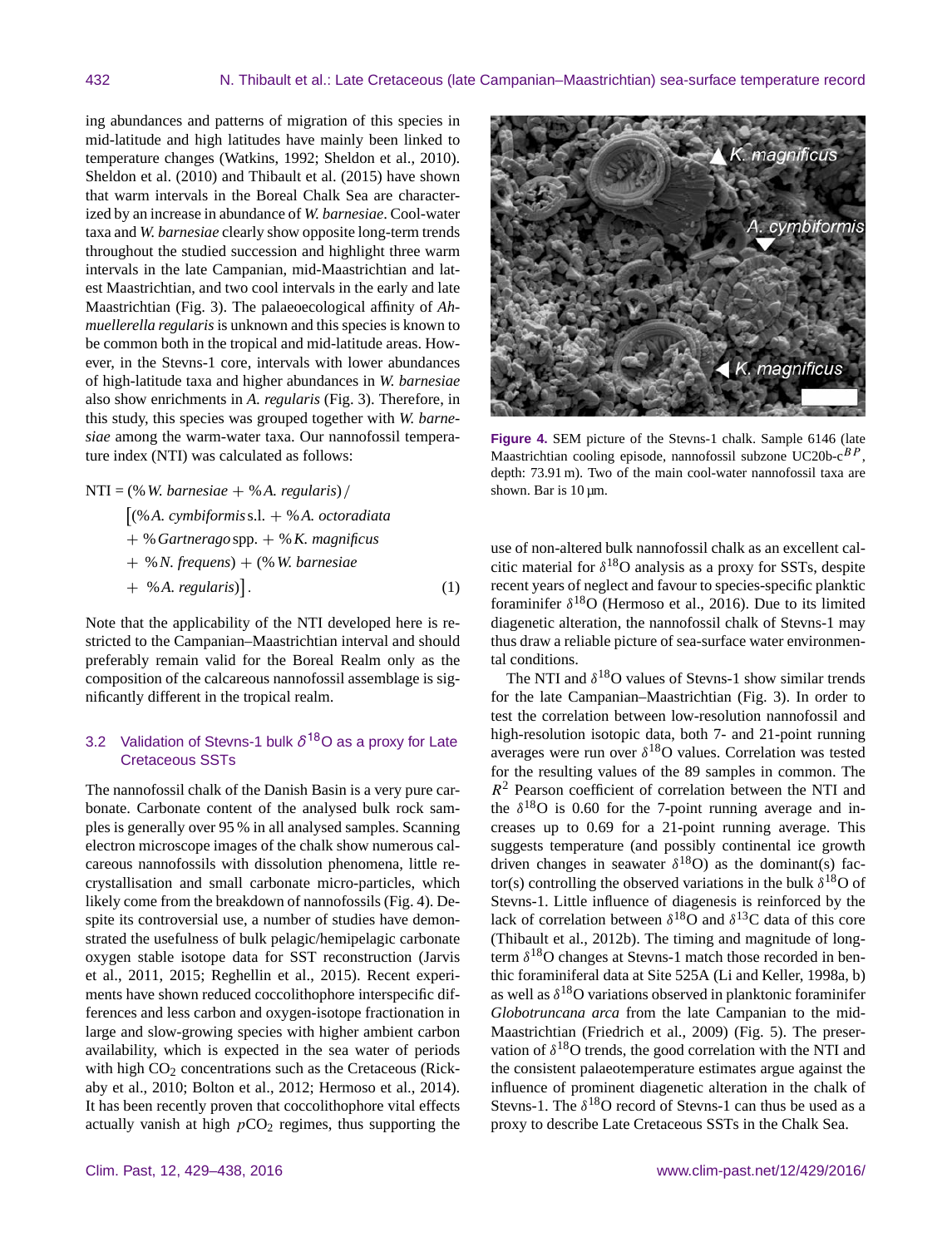ing abundances and patterns of migration of this species in mid-latitude and high latitudes have mainly been linked to temperature changes (Watkins, 1992; Sheldon et al., 2010). Sheldon et al. (2010) and Thibault et al. (2015) have shown that warm intervals in the Boreal Chalk Sea are characterized by an increase in abundance of *W. barnesiae*. Cool-water taxa and *W. barnesiae* clearly show opposite long-term trends throughout the studied succession and highlight three warm intervals in the late Campanian, mid-Maastrichtian and latest Maastrichtian, and two cool intervals in the early and late Maastrichtian (Fig. 3). The palaeoecological affinity of *Ahmuellerella regularis* is unknown and this species is known to be common both in the tropical and mid-latitude areas. However, in the Stevns-1 core, intervals with lower abundances of high-latitude taxa and higher abundances in *W. barnesiae* also show enrichments in *A. regularis* (Fig. 3). Therefore, in this study, this species was grouped together with *W. barnesiae* among the warm-water taxa. Our nannofossil temperature index (NTI) was calculated as follows:

$$\begin{aligned}\text{NTI} = {} & (\%\,\textit{W. barnesiae} + \%\,\textit{A. regularis}) / \\ & \big[(\%\,\textit{A. cymbiformis}\,\text{s.l.} + \%\,\textit{A. octoradiata} \\ & + \%\,\textit{Gartnerago}\,\text{spp.} + \%\,\textit{K. magnificus} \\ & + \%\,\textit{N. frequens}) + (\%\,\textit{W. barnesiae} \\ & + \%\,\textit{A. regularis})\big]. \qquad (1)\end{aligned}$$

Note that the applicability of the NTI developed here is restricted to the Campanian–Maastrichtian interval and should preferably remain valid for the Boreal Realm only as the composition of the calcareous nannofossil assemblage is significantly different in the tropical realm.

### 3.2 Validation of Stevns-1 bulk $\delta^{18}$O as a proxy for Late Cretaceous SSTs

The nannofossil chalk of the Danish Basin is a very pure carbonate. Carbonate content of the analysed bulk rock samples is generally over 95 % in all analysed samples. Scanning electron microscope images of the chalk show numerous calcareous nannofossils with dissolution phenomena, little recrystallisation and small carbonate micro-particles, which likely come from the breakdown of nannofossils (Fig. 4). Despite its controversial use, a number of studies have demonstrated the usefulness of bulk pelagic/hemipelagic carbonate oxygen stable isotope data for SST reconstruction (Jarvis et al., 2011, 2015; Reghellin et al., 2015). Recent experiments have shown reduced coccolithophore interspecific differences and less carbon and oxygen-isotope fractionation in large and slow-growing species with higher ambient carbon availability, which is expected in the sea water of periods with high $CO_2$ concentrations such as the Cretaceous (Rickaby et al., 2010; Bolton et al., 2012; Hermoso et al., 2014). It has been recently proven that coccolithophore vital effects actually vanish at high $p\text{CO}_2$ regimes, thus supporting the use of non-altered bulk nannofossil chalk as an excellent calcitic material for $\delta^{18}$O analysis as a proxy for SSTs, despite recent years of neglect and favour to species-specific planktic foraminifer $\delta^{18}$O (Hermoso et al., 2016). Due to its limited diagenetic alteration, the nannofossil chalk of Stevns-1 may thus draw a reliable picture of sea-surface water environmental conditions.

**Figure 4.** SEM picture of the Stevns-1 chalk. Sample 6146 (late Maastrichtian cooling episode, nannofossil subzone UC20b-c$^{BP}$, depth: 73.91 m). Two of the main cool-water nannofossil taxa are shown. Bar is 10 µm.

The NTI and $\delta^{18}$O values of Stevns-1 show similar trends for the late Campanian–Maastrichtian (Fig. 3). In order to test the correlation between low-resolution nannofossil and high-resolution isotopic data, both 7- and 21-point running averages were run over $\delta^{18}$O values. Correlation was tested for the resulting values of the 89 samples in common. The $R^2$ Pearson coefficient of correlation between the NTI and the $\delta^{18}$O is 0.60 for the 7-point running average and increases up to 0.69 for a 21-point running average. This suggests temperature (and possibly continental ice growth driven changes in seawater $\delta^{18}$O) as the dominant(s) factor(s) controlling the observed variations in the bulk $\delta^{18}$O of Stevns-1. Little influence of diagenesis is reinforced by the lack of correlation between $\delta^{18}$O and $\delta^{13}$C data of this core (Thibault et al., 2012b). The timing and magnitude of long-term $\delta^{18}$O changes at Stevns-1 match those recorded in benthic foraminiferal data at Site 525A (Li and Keller, 1998a, b) as well as $\delta^{18}$O variations observed in planktonic foraminifer *Globotruncana arca* from the late Campanian to the mid-Maastrichtian (Friedrich et al., 2009) (Fig. 5). The preservation of $\delta^{18}$O trends, the good correlation with the NTI and the consistent palaeotemperature estimates argue against the influence of prominent diagenetic alteration in the chalk of Stevns-1. The $\delta^{18}$O record of Stevns-1 can thus be used as a proxy to describe Late Cretaceous SSTs in the Chalk Sea.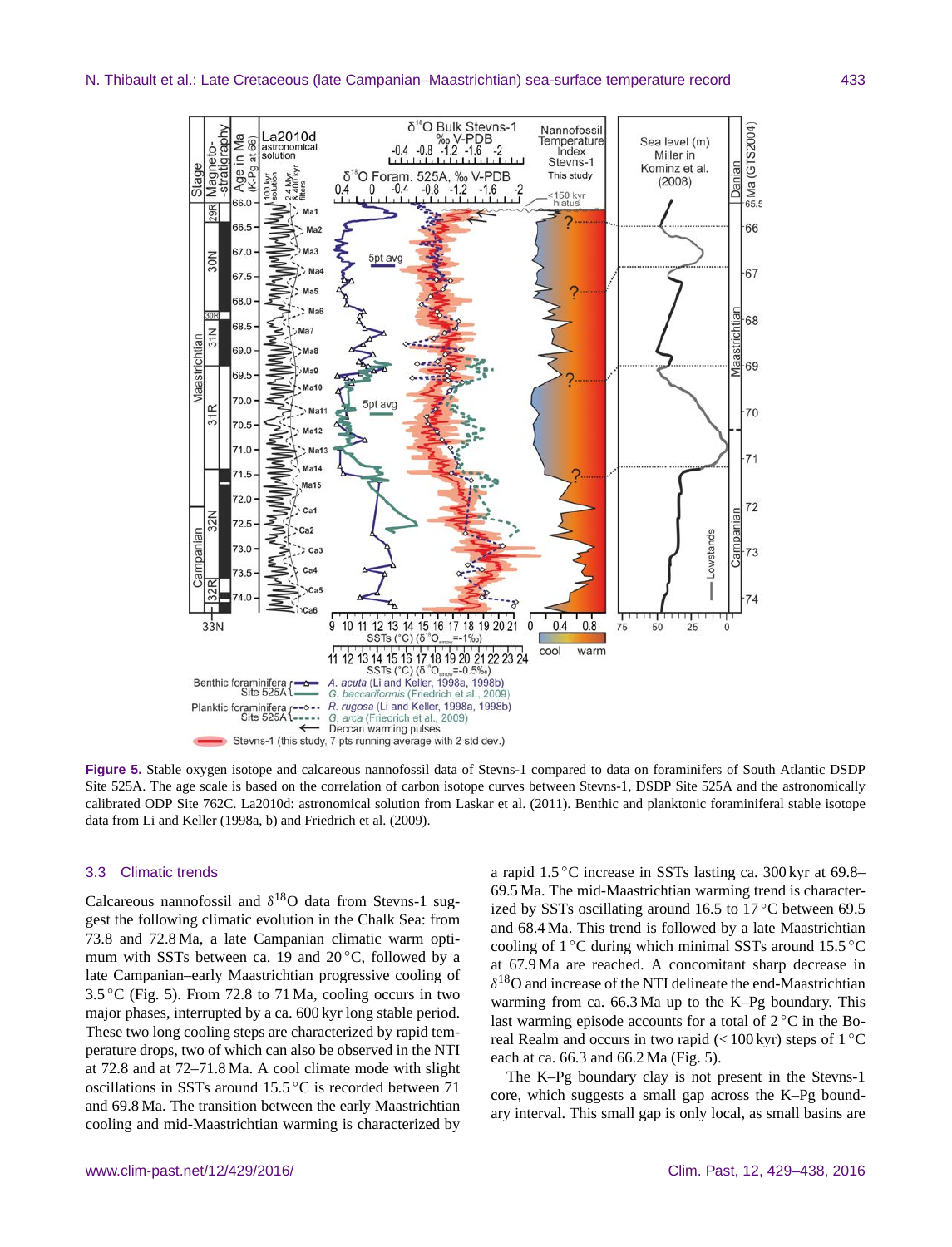**Figure 5.** Stable oxygen isotope and calcareous nannofossil data of Stevns-1 compared to data on foraminifers of South Atlantic DSDP Site 525A. The age scale is based on the correlation of carbon isotope curves between Stevns-1, DSDP Site 525A and the astronomically calibrated ODP Site 762C. La2010d: astronomical solution from Laskar et al. (2011). Benthic and planktonic foraminiferal stable isotope data from Li and Keller (1998a, b) and Friedrich et al. (2009).

### 3.3 Climatic trends

Calcareous nannofossil and $\delta^{18}$O data from Stevns-1 suggest the following climatic evolution in the Chalk Sea: from 73.8 and 72.8 Ma, a late Campanian climatic warm optimum with SSTs between ca. 19 and 20 °C, followed by a late Campanian–early Maastrichtian progressive cooling of 3.5 °C (Fig. 5). From 72.8 to 71 Ma, cooling occurs in two major phases, interrupted by a ca. 600 kyr long stable period. These two long cooling steps are characterized by rapid temperature drops, two of which can also be observed in the NTI at 72.8 and at 72–71.8 Ma. A cool climate mode with slight oscillations in SSTs around 15.5 °C is recorded between 71 and 69.8 Ma. The transition between the early Maastrichtian cooling and mid-Maastrichtian warming is characterized by a rapid 1.5 °C increase in SSTs lasting ca. 300 kyr at 69.8–69.5 Ma. The mid-Maastrichtian warming trend is characterized by SSTs oscillating around 16.5 to 17 °C between 69.5 and 68.4 Ma. This trend is followed by a late Maastrichtian cooling of 1 °C during which minimal SSTs around 15.5 °C at 67.9 Ma are reached. A concomitant sharp decrease in $\delta^{18}$O and increase of the NTI delineate the end-Maastrichtian warming from ca. 66.3 Ma up to the K–Pg boundary. This last warming episode accounts for a total of 2 °C in the Boreal Realm and occurs in two rapid (< 100 kyr) steps of 1 °C each at ca. 66.3 and 66.2 Ma (Fig. 5).

The K–Pg boundary clay is not present in the Stevns-1 core, which suggests a small gap across the K–Pg boundary interval. This small gap is only local, as small basins are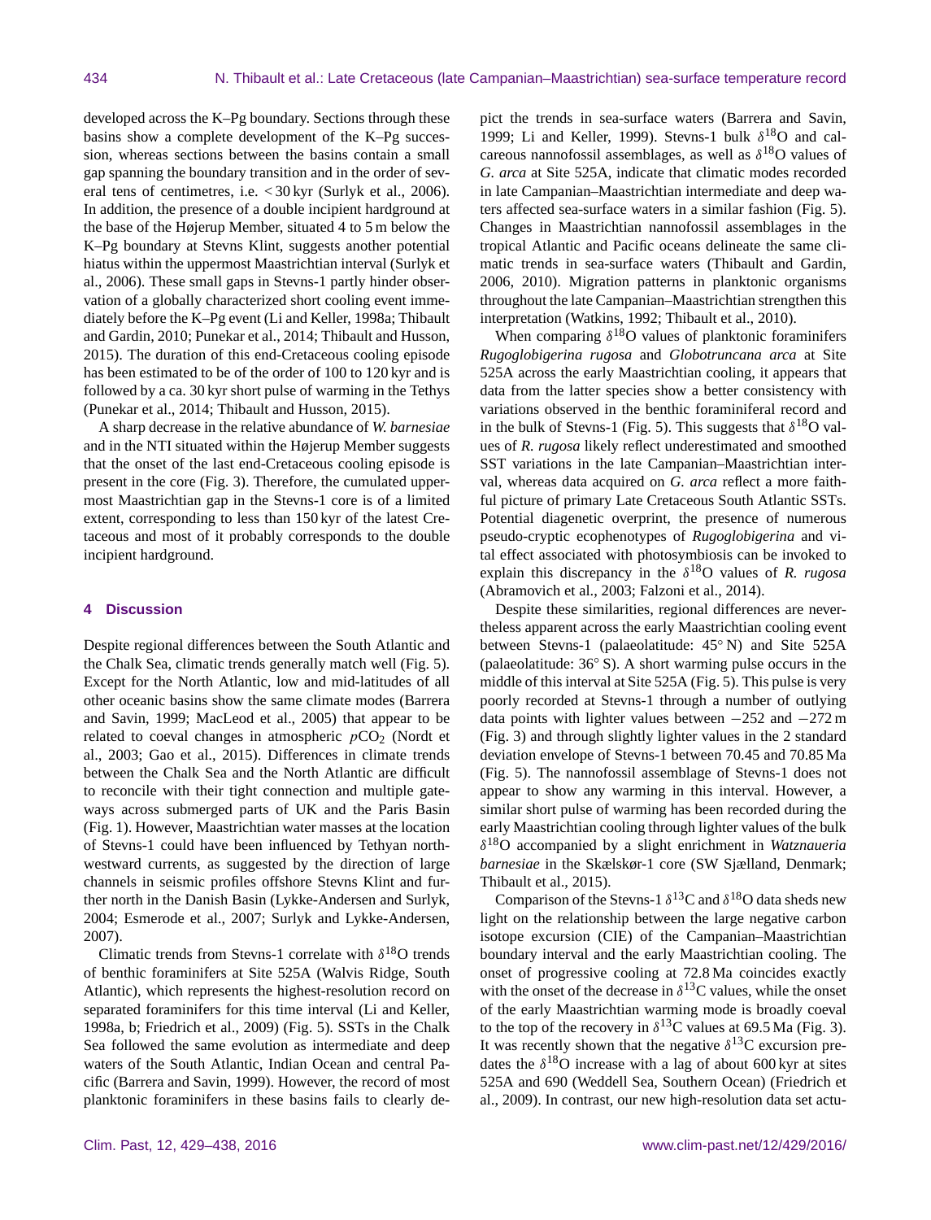developed across the K–Pg boundary. Sections through these basins show a complete development of the K–Pg succession, whereas sections between the basins contain a small gap spanning the boundary transition and in the order of several tens of centimetres, i.e. < 30 kyr (Surlyk et al., 2006). In addition, the presence of a double incipient hardground at the base of the Højerup Member, situated 4 to 5 m below the K–Pg boundary at Stevns Klint, suggests another potential hiatus within the uppermost Maastrichtian interval (Surlyk et al., 2006). These small gaps in Stevns-1 partly hinder observation of a globally characterized short cooling event immediately before the K–Pg event (Li and Keller, 1998a; Thibault and Gardin, 2010; Punekar et al., 2014; Thibault and Husson, 2015). The duration of this end-Cretaceous cooling episode has been estimated to be of the order of 100 to 120 kyr and is followed by a ca. 30 kyr short pulse of warming in the Tethys (Punekar et al., 2014; Thibault and Husson, 2015).

A sharp decrease in the relative abundance of *W. barnesiae* and in the NTI situated within the Højerup Member suggests that the onset of the last end-Cretaceous cooling episode is present in the core (Fig. 3). Therefore, the cumulated uppermost Maastrichtian gap in the Stevns-1 core is of a limited extent, corresponding to less than 150 kyr of the latest Cretaceous and most of it probably corresponds to the double incipient hardground.

## 4 Discussion

Despite regional differences between the South Atlantic and the Chalk Sea, climatic trends generally match well (Fig. 5). Except for the North Atlantic, low and mid-latitudes of all other oceanic basins show the same climate modes (Barrera and Savin, 1999; MacLeod et al., 2005) that appear to be related to coeval changes in atmospheric $pCO_2$ (Nordt et al., 2003; Gao et al., 2015). Differences in climate trends between the Chalk Sea and the North Atlantic are difficult to reconcile with their tight connection and multiple gateways across submerged parts of UK and the Paris Basin (Fig. 1). However, Maastrichtian water masses at the location of Stevns-1 could have been influenced by Tethyan northwestward currents, as suggested by the direction of large channels in seismic profiles offshore Stevns Klint and further north in the Danish Basin (Lykke-Andersen and Surlyk, 2004; Esmerode et al., 2007; Surlyk and Lykke-Andersen, 2007).

Climatic trends from Stevns-1 correlate with $\delta^{18}$O trends of benthic foraminifers at Site 525A (Walvis Ridge, South Atlantic), which represents the highest-resolution record on separated foraminifers for this time interval (Li and Keller, 1998a, b; Friedrich et al., 2009) (Fig. 5). SSTs in the Chalk Sea followed the same evolution as intermediate and deep waters of the South Atlantic, Indian Ocean and central Pacific (Barrera and Savin, 1999). However, the record of most planktonic foraminifers in these basins fails to clearly depict the trends in sea-surface waters (Barrera and Savin, 1999; Li and Keller, 1999). Stevns-1 bulk $\delta^{18}$O and calcareous nannofossil assemblages, as well as $\delta^{18}$O values of *G. arca* at Site 525A, indicate that climatic modes recorded in late Campanian–Maastrichtian intermediate and deep waters affected sea-surface waters in a similar fashion (Fig. 5). Changes in Maastrichtian nannofossil assemblages in the tropical Atlantic and Pacific oceans delineate the same climatic trends in sea-surface waters (Thibault and Gardin, 2006, 2010). Migration patterns in planktonic organisms throughout the late Campanian–Maastrichtian strengthen this interpretation (Watkins, 1992; Thibault et al., 2010).

When comparing $\delta^{18}$O values of planktonic foraminifers *Rugoglobigerina rugosa* and *Globotruncana arca* at Site 525A across the early Maastrichtian cooling, it appears that data from the latter species show a better consistency with variations observed in the benthic foraminiferal record and in the bulk of Stevns-1 (Fig. 5). This suggests that $\delta^{18}$O values of *R. rugosa* likely reflect underestimated and smoothed SST variations in the late Campanian–Maastrichtian interval, whereas data acquired on *G. arca* reflect a more faithful picture of primary Late Cretaceous South Atlantic SSTs. Potential diagenetic overprint, the presence of numerous pseudo-cryptic ecophenotypes of *Rugoglobigerina* and vital effect associated with photosymbiosis can be invoked to explain this discrepancy in the $\delta^{18}$O values of *R. rugosa* (Abramovich et al., 2003; Falzoni et al., 2014).

Despite these similarities, regional differences are nevertheless apparent across the early Maastrichtian cooling event between Stevns-1 (palaeolatitude: 45° N) and Site 525A (palaeolatitude: 36° S). A short warming pulse occurs in the middle of this interval at Site 525A (Fig. 5). This pulse is very poorly recorded at Stevns-1 through a number of outlying data points with lighter values between −252 and −272 m (Fig. 3) and through slightly lighter values in the 2 standard deviation envelope of Stevns-1 between 70.45 and 70.85 Ma (Fig. 5). The nannofossil assemblage of Stevns-1 does not appear to show any warming in this interval. However, a similar short pulse of warming has been recorded during the early Maastrichtian cooling through lighter values of the bulk $\delta^{18}$O accompanied by a slight enrichment in *Watznaueria barnesiae* in the Skælskør-1 core (SW Sjælland, Denmark; Thibault et al., 2015).

Comparison of the Stevns-1 $\delta^{13}$C and $\delta^{18}$O data sheds new light on the relationship between the large negative carbon isotope excursion (CIE) of the Campanian–Maastrichtian boundary interval and the early Maastrichtian cooling. The onset of progressive cooling at 72.8 Ma coincides exactly with the onset of the decrease in $\delta^{13}$C values, while the onset of the early Maastrichtian warming mode is broadly coeval to the top of the recovery in $\delta^{13}$C values at 69.5 Ma (Fig. 3). It was recently shown that the negative $\delta^{13}$C excursion predates the $\delta^{18}$O increase with a lag of about 600 kyr at sites 525A and 690 (Weddell Sea, Southern Ocean) (Friedrich et al., 2009). In contrast, our new high-resolution data set actu-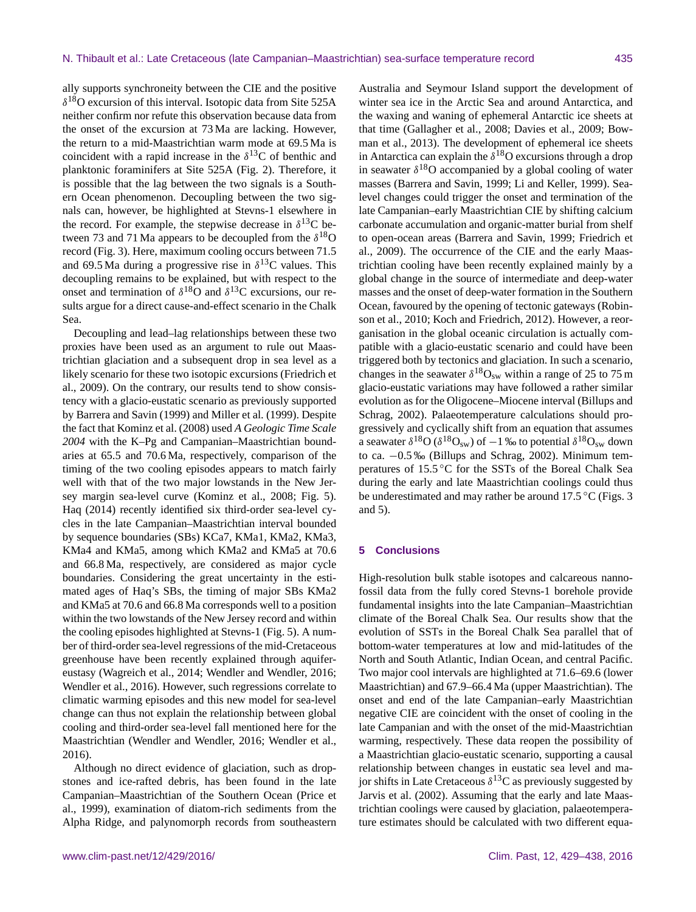ally supports synchroneity between the CIE and the positive $\delta^{18}$O excursion of this interval. Isotopic data from Site 525A neither confirm nor refute this observation because data from the onset of the excursion at 73 Ma are lacking. However, the return to a mid-Maastrichtian warm mode at 69.5 Ma is coincident with a rapid increase in the $\delta^{13}$C of benthic and planktonic foraminifers at Site 525A (Fig. 2). Therefore, it is possible that the lag between the two signals is a Southern Ocean phenomenon. Decoupling between the two signals can, however, be highlighted at Stevns-1 elsewhere in the record. For example, the stepwise decrease in $\delta^{13}$C between 73 and 71 Ma appears to be decoupled from the $\delta^{18}$O record (Fig. 3). Here, maximum cooling occurs between 71.5 and 69.5 Ma during a progressive rise in $\delta^{13}$C values. This decoupling remains to be explained, but with respect to the onset and termination of $\delta^{18}$O and $\delta^{13}$C excursions, our results argue for a direct cause-and-effect scenario in the Chalk Sea.

Decoupling and lead–lag relationships between these two proxies have been used as an argument to rule out Maastrichtian glaciation and a subsequent drop in sea level as a likely scenario for these two isotopic excursions (Friedrich et al., 2009). On the contrary, our results tend to show consistency with a glacio-eustatic scenario as previously supported by Barrera and Savin (1999) and Miller et al. (1999). Despite the fact that Kominz et al. (2008) used *A Geologic Time Scale 2004* with the K–Pg and Campanian–Maastrichtian boundaries at 65.5 and 70.6 Ma, respectively, comparison of the timing of the two cooling episodes appears to match fairly well with that of the two major lowstands in the New Jersey margin sea-level curve (Kominz et al., 2008; Fig. 5). Haq (2014) recently identified six third-order sea-level cycles in the late Campanian–Maastrichtian interval bounded by sequence boundaries (SBs) KCa7, KMa1, KMa2, KMa3, KMa4 and KMa5, among which KMa2 and KMa5 at 70.6 and 66.8 Ma, respectively, are considered as major cycle boundaries. Considering the great uncertainty in the estimated ages of Haq's SBs, the timing of major SBs KMa2 and KMa5 at 70.6 and 66.8 Ma corresponds well to a position within the two lowstands of the New Jersey record and within the cooling episodes highlighted at Stevns-1 (Fig. 5). A number of third-order sea-level regressions of the mid-Cretaceous greenhouse have been recently explained through aquifer-eustasy (Wagreich et al., 2014; Wendler and Wendler, 2016; Wendler et al., 2016). However, such regressions correlate to climatic warming episodes and this new model for sea-level change can thus not explain the relationship between global cooling and third-order sea-level fall mentioned here for the Maastrichtian (Wendler and Wendler, 2016; Wendler et al., 2016).

Although no direct evidence of glaciation, such as dropstones and ice-rafted debris, has been found in the late Campanian–Maastrichtian of the Southern Ocean (Price et al., 1999), examination of diatom-rich sediments from the Alpha Ridge, and palynomorph records from southeastern Australia and Seymour Island support the development of winter sea ice in the Arctic Sea and around Antarctica, and the waxing and waning of ephemeral Antarctic ice sheets at that time (Gallagher et al., 2008; Davies et al., 2009; Bowman et al., 2013). The development of ephemeral ice sheets in Antarctica can explain the $\delta^{18}$O excursions through a drop in seawater $\delta^{18}$O accompanied by a global cooling of water masses (Barrera and Savin, 1999; Li and Keller, 1999). Sea-level changes could trigger the onset and termination of the late Campanian–early Maastrichtian CIE by shifting calcium carbonate accumulation and organic-matter burial from shelf to open-ocean areas (Barrera and Savin, 1999; Friedrich et al., 2009). The occurrence of the CIE and the early Maastrichtian cooling have been recently explained mainly by a global change in the source of intermediate and deep-water masses and the onset of deep-water formation in the Southern Ocean, favoured by the opening of tectonic gateways (Robinson et al., 2010; Koch and Friedrich, 2012). However, a reorganisation in the global oceanic circulation is actually compatible with a glacio-eustatic scenario and could have been triggered both by tectonics and glaciation. In such a scenario, changes in the seawater $\delta^{18}O_{sw}$ within a range of 25 to 75 m glacio-eustatic variations may have followed a rather similar evolution as for the Oligocene–Miocene interval (Billups and Schrag, 2002). Palaeotemperature calculations should progressively and cyclically shift from an equation that assumes a seawater $\delta^{18}$O ($\delta^{18}O_{sw}$) of −1 ‰ to potential $\delta^{18}O_{sw}$ down to ca. −0.5 ‰ (Billups and Schrag, 2002). Minimum temperatures of 15.5 °C for the SSTs of the Boreal Chalk Sea during the early and late Maastrichtian coolings could thus be underestimated and may rather be around 17.5 °C (Figs. 3 and 5).

## 5 Conclusions

High-resolution bulk stable isotopes and calcareous nannofossil data from the fully cored Stevns-1 borehole provide fundamental insights into the late Campanian–Maastrichtian climate of the Boreal Chalk Sea. Our results show that the evolution of SSTs in the Boreal Chalk Sea parallel that of bottom-water temperatures at low and mid-latitudes of the North and South Atlantic, Indian Ocean, and central Pacific. Two major cool intervals are highlighted at 71.6–69.6 (lower Maastrichtian) and 67.9–66.4 Ma (upper Maastrichtian). The onset and end of the late Campanian–early Maastrichtian negative CIE are coincident with the onset of cooling in the late Campanian and with the onset of the mid-Maastrichtian warming, respectively. These data reopen the possibility of a Maastrichtian glacio-eustatic scenario, supporting a causal relationship between changes in eustatic sea level and major shifts in Late Cretaceous $\delta^{13}$C as previously suggested by Jarvis et al. (2002). Assuming that the early and late Maastrichtian coolings were caused by glaciation, palaeotemperature estimates should be calculated with two different equa-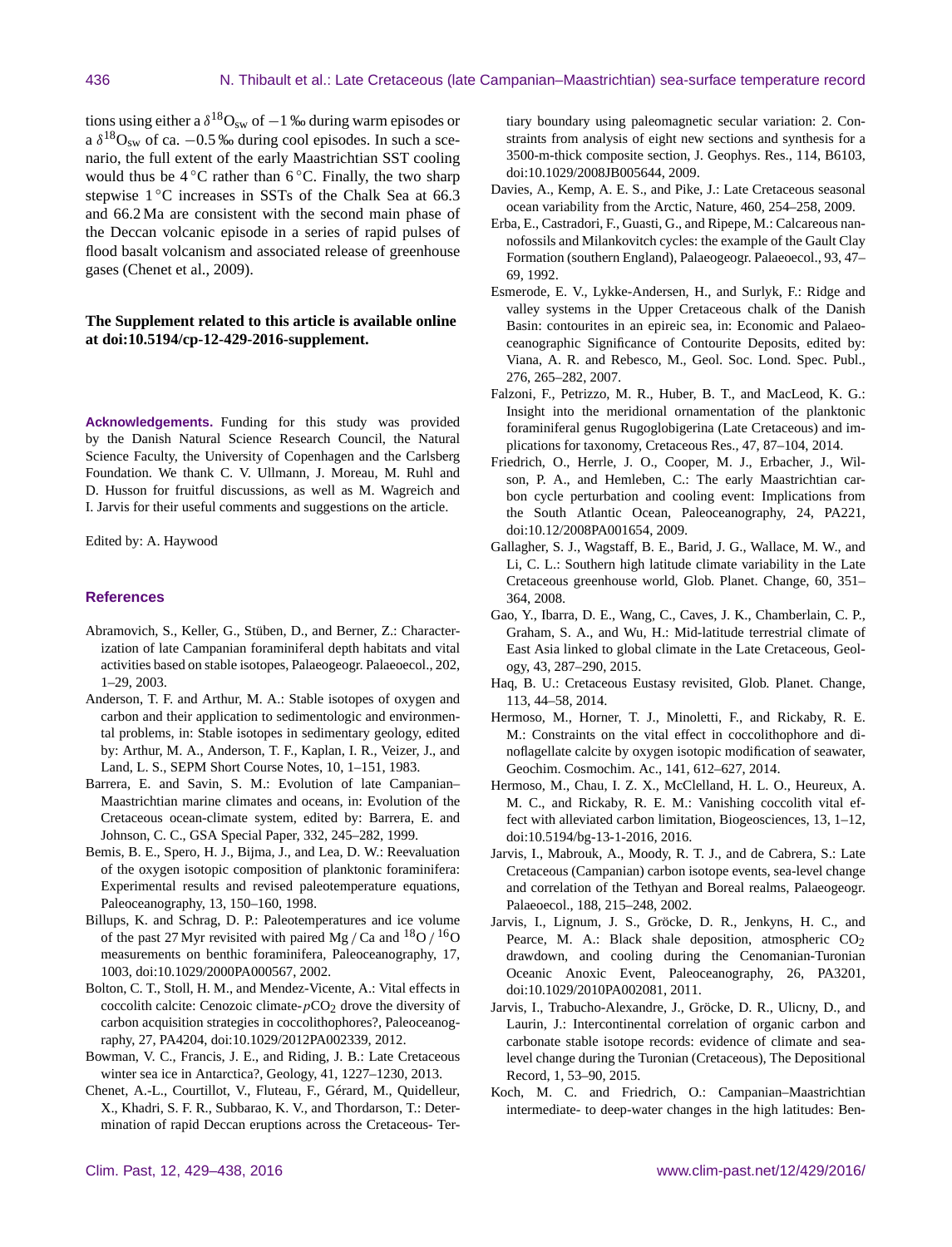tions using either a $\delta^{18}O_{sw}$ of −1 ‰ during warm episodes or a $\delta^{18}O_{sw}$ of ca. −0.5 ‰ during cool episodes. In such a scenario, the full extent of the early Maastrichtian SST cooling would thus be 4 °C rather than 6 °C. Finally, the two sharp stepwise 1 °C increases in SSTs of the Chalk Sea at 66.3 and 66.2 Ma are consistent with the second main phase of the Deccan volcanic episode in a series of rapid pulses of flood basalt volcanism and associated release of greenhouse gases (Chenet et al., 2009).

**The Supplement related to this article is available online at doi:10.5194/cp-12-429-2016-supplement.**

**Acknowledgements.** Funding for this study was provided by the Danish Natural Science Research Council, the Natural Science Faculty, the University of Copenhagen and the Carlsberg Foundation. We thank C. V. Ullmann, J. Moreau, M. Ruhl and D. Husson for fruitful discussions, as well as M. Wagreich and I. Jarvis for their useful comments and suggestions on the article.

Edited by: A. Haywood

## References

Abramovich, S., Keller, G., Stüben, D., and Berner, Z.: Characterization of late Campanian foraminiferal depth habitats and vital activities based on stable isotopes, Palaeogeogr. Palaeoecol., 202, 1–29, 2003.

Anderson, T. F. and Arthur, M. A.: Stable isotopes of oxygen and carbon and their application to sedimentologic and environmental problems, in: Stable isotopes in sedimentary geology, edited by: Arthur, M. A., Anderson, T. F., Kaplan, I. R., Veizer, J., and Land, L. S., SEPM Short Course Notes, 10, 1–151, 1983.

Barrera, E. and Savin, S. M.: Evolution of late Campanian–Maastrichtian marine climates and oceans, in: Evolution of the Cretaceous ocean-climate system, edited by: Barrera, E. and Johnson, C. C., GSA Special Paper, 332, 245–282, 1999.

Bemis, B. E., Spero, H. J., Bijma, J., and Lea, D. W.: Reevaluation of the oxygen isotopic composition of planktonic foraminifera: Experimental results and revised paleotemperature equations, Paleoceanography, 13, 150–160, 1998.

Billups, K. and Schrag, D. P.: Paleotemperatures and ice volume of the past 27 Myr revisited with paired Mg / Ca and $^{18}O$ / $^{16}O$ measurements on benthic foraminifera, Paleoceanography, 17, 1003, doi:10.1029/2000PA000567, 2002.

Bolton, C. T., Stoll, H. M., and Mendez-Vicente, A.: Vital effects in coccolith calcite: Cenozoic climate-$pCO_2$ drove the diversity of carbon acquisition strategies in coccolithophores?, Paleoceanography, 27, PA4204, doi:10.1029/2012PA002339, 2012.

Bowman, V. C., Francis, J. E., and Riding, J. B.: Late Cretaceous winter sea ice in Antarctica?, Geology, 41, 1227–1230, 2013.

Chenet, A.-L., Courtillot, V., Fluteau, F., Gérard, M., Quidelleur, X., Khadri, S. F. R., Subbarao, K. V., and Thordarson, T.: Determination of rapid Deccan eruptions across the Cretaceous- Tertiary boundary using paleomagnetic secular variation: 2. Constraints from analysis of eight new sections and synthesis for a 3500-m-thick composite section, J. Geophys. Res., 114, B6103, doi:10.1029/2008JB005644, 2009.

Davies, A., Kemp, A. E. S., and Pike, J.: Late Cretaceous seasonal ocean variability from the Arctic, Nature, 460, 254–258, 2009.

Erba, E., Castradori, F., Guasti, G., and Ripepe, M.: Calcareous nannofossils and Milankovitch cycles: the example of the Gault Clay Formation (southern England), Palaeogeogr. Palaeoecol., 93, 47–69, 1992.

Esmerode, E. V., Lykke-Andersen, H., and Surlyk, F.: Ridge and valley systems in the Upper Cretaceous chalk of the Danish Basin: contourites in an epireic sea, in: Economic and Palaeoceanographic Significance of Contourite Deposits, edited by: Viana, A. R. and Rebesco, M., Geol. Soc. Lond. Spec. Publ., 276, 265–282, 2007.

Falzoni, F., Petrizzo, M. R., Huber, B. T., and MacLeod, K. G.: Insight into the meridional ornamentation of the planktonic foraminiferal genus Rugoglobigerina (Late Cretaceous) and implications for taxonomy, Cretaceous Res., 47, 87–104, 2014.

Friedrich, O., Herrle, J. O., Cooper, M. J., Erbacher, J., Wilson, P. A., and Hemleben, C.: The early Maastrichtian carbon cycle perturbation and cooling event: Implications from the South Atlantic Ocean, Paleoceanography, 24, PA221, doi:10.12/2008PA001654, 2009.

Gallagher, S. J., Wagstaff, B. E., Barid, J. G., Wallace, M. W., and Li, C. L.: Southern high latitude climate variability in the Late Cretaceous greenhouse world, Glob. Planet. Change, 60, 351–364, 2008.

Gao, Y., Ibarra, D. E., Wang, C., Caves, J. K., Chamberlain, C. P., Graham, S. A., and Wu, H.: Mid-latitude terrestrial climate of East Asia linked to global climate in the Late Cretaceous, Geology, 43, 287–290, 2015.

Haq, B. U.: Cretaceous Eustasy revisited, Glob. Planet. Change, 113, 44–58, 2014.

Hermoso, M., Horner, T. J., Minoletti, F., and Rickaby, R. E. M.: Constraints on the vital effect in coccolithophore and dinoflagellate calcite by oxygen isotopic modification of seawater, Geochim. Cosmochim. Ac., 141, 612–627, 2014.

Hermoso, M., Chau, I. Z. X., McClelland, H. L. O., Heureux, A. M. C., and Rickaby, R. E. M.: Vanishing coccolith vital effect with alleviated carbon limitation, Biogeosciences, 13, 1–12, doi:10.5194/bg-13-1-2016, 2016.

Jarvis, I., Mabrouk, A., Moody, R. T. J., and de Cabrera, S.: Late Cretaceous (Campanian) carbon isotope events, sea-level change and correlation of the Tethyan and Boreal realms, Palaeogeogr. Palaeoecol., 188, 215–248, 2002.

Jarvis, I., Lignum, J. S., Gröcke, D. R., Jenkyns, H. C., and Pearce, M. A.: Black shale deposition, atmospheric $CO_2$ drawdown, and cooling during the Cenomanian-Turonian Oceanic Anoxic Event, Paleoceanography, 26, PA3201, doi:10.1029/2010PA002081, 2011.

Jarvis, I., Trabucho-Alexandre, J., Gröcke, D. R., Ulicny, D., and Laurin, J.: Intercontinental correlation of organic carbon and carbonate stable isotope records: evidence of climate and sea-level change during the Turonian (Cretaceous), The Depositional Record, 1, 53–90, 2015.

Koch, M. C. and Friedrich, O.: Campanian–Maastrichtian intermediate- to deep-water changes in the high latitudes: Ben-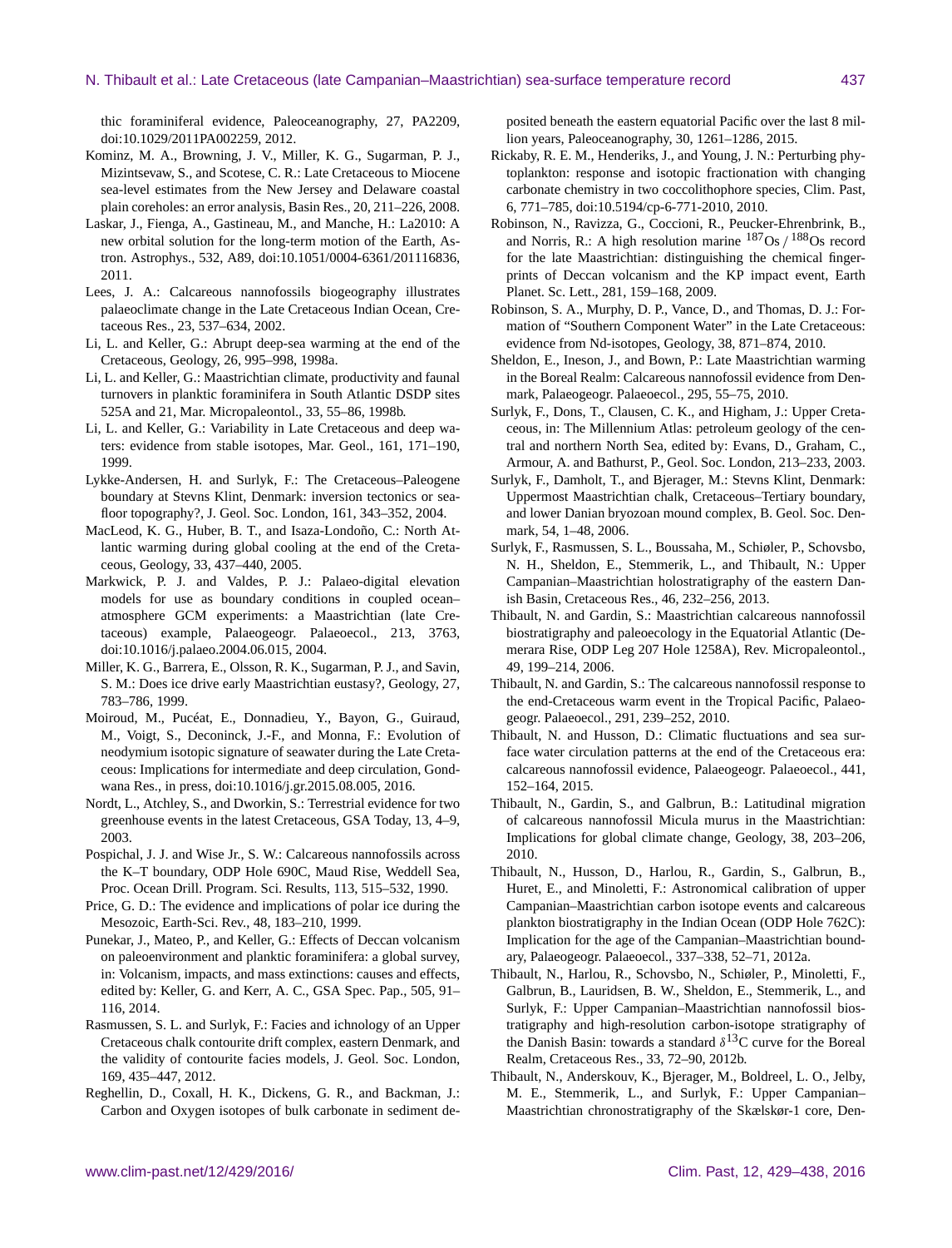thic foraminiferal evidence, Paleoceanography, 27, PA2209, doi:10.1029/2011PA002259, 2012.

Kominz, M. A., Browning, J. V., Miller, K. G., Sugarman, P. J., Mizintsevaw, S., and Scotese, C. R.: Late Cretaceous to Miocene sea-level estimates from the New Jersey and Delaware coastal plain coreholes: an error analysis, Basin Res., 20, 211–226, 2008.

Laskar, J., Fienga, A., Gastineau, M., and Manche, H.: La2010: A new orbital solution for the long-term motion of the Earth, Astron. Astrophys., 532, A89, doi:10.1051/0004-6361/201116836, 2011.

Lees, J. A.: Calcareous nannofossils biogeography illustrates palaeoclimate change in the Late Cretaceous Indian Ocean, Cretaceous Res., 23, 537–634, 2002.

Li, L. and Keller, G.: Abrupt deep-sea warming at the end of the Cretaceous, Geology, 26, 995–998, 1998a.

Li, L. and Keller, G.: Maastrichtian climate, productivity and faunal turnovers in planktic foraminifera in South Atlantic DSDP sites 525A and 21, Mar. Micropaleontol., 33, 55–86, 1998b.

Li, L. and Keller, G.: Variability in Late Cretaceous and deep waters: evidence from stable isotopes, Mar. Geol., 161, 171–190, 1999.

Lykke-Andersen, H. and Surlyk, F.: The Cretaceous–Paleogene boundary at Stevns Klint, Denmark: inversion tectonics or seafloor topography?, J. Geol. Soc. London, 161, 343–352, 2004.

MacLeod, K. G., Huber, B. T., and Isaza-Londoño, C.: North Atlantic warming during global cooling at the end of the Cretaceous, Geology, 33, 437–440, 2005.

Markwick, P. J. and Valdes, P. J.: Palaeo-digital elevation models for use as boundary conditions in coupled ocean–atmosphere GCM experiments: a Maastrichtian (late Cretaceous) example, Palaeogeogr. Palaeoecol., 213, 3763, doi:10.1016/j.palaeo.2004.06.015, 2004.

Miller, K. G., Barrera, E., Olsson, R. K., Sugarman, P. J., and Savin, S. M.: Does ice drive early Maastrichtian eustasy?, Geology, 27, 783–786, 1999.

Moiroud, M., Pucéat, E., Donnadieu, Y., Bayon, G., Guiraud, M., Voigt, S., Deconinck, J.-F., and Monna, F.: Evolution of neodymium isotopic signature of seawater during the Late Cretaceous: Implications for intermediate and deep circulation, Gondwana Res., in press, doi:10.1016/j.gr.2015.08.005, 2016.

Nordt, L., Atchley, S., and Dworkin, S.: Terrestrial evidence for two greenhouse events in the latest Cretaceous, GSA Today, 13, 4–9, 2003.

Pospichal, J. J. and Wise Jr., S. W.: Calcareous nannofossils across the K–T boundary, ODP Hole 690C, Maud Rise, Weddell Sea, Proc. Ocean Drill. Program. Sci. Results, 113, 515–532, 1990.

Price, G. D.: The evidence and implications of polar ice during the Mesozoic, Earth-Sci. Rev., 48, 183–210, 1999.

Punekar, J., Mateo, P., and Keller, G.: Effects of Deccan volcanism on paleoenvironment and planktic foraminifera: a global survey, in: Volcanism, impacts, and mass extinctions: causes and effects, edited by: Keller, G. and Kerr, A. C., GSA Spec. Pap., 505, 91–116, 2014.

Rasmussen, S. L. and Surlyk, F.: Facies and ichnology of an Upper Cretaceous chalk contourite drift complex, eastern Denmark, and the validity of contourite facies models, J. Geol. Soc. London, 169, 435–447, 2012.

Reghellin, D., Coxall, H. K., Dickens, G. R., and Backman, J.: Carbon and Oxygen isotopes of bulk carbonate in sediment deposited beneath the eastern equatorial Pacific over the last 8 million years, Paleoceanography, 30, 1261–1286, 2015.

Rickaby, R. E. M., Henderiks, J., and Young, J. N.: Perturbing phytoplankton: response and isotopic fractionation with changing carbonate chemistry in two coccolithophore species, Clim. Past, 6, 771–785, doi:10.5194/cp-6-771-2010, 2010.

Robinson, N., Ravizza, G., Coccioni, R., Peucker-Ehrenbrink, B., and Norris, R.: A high resolution marine $^{187}Os/^{188}Os$ record for the late Maastrichtian: distinguishing the chemical fingerprints of Deccan volcanism and the KP impact event, Earth Planet. Sc. Lett., 281, 159–168, 2009.

Robinson, S. A., Murphy, D. P., Vance, D., and Thomas, D. J.: Formation of "Southern Component Water" in the Late Cretaceous: evidence from Nd-isotopes, Geology, 38, 871–874, 2010.

Sheldon, E., Ineson, J., and Bown, P.: Late Maastrichtian warming in the Boreal Realm: Calcareous nannofossil evidence from Denmark, Palaeogeogr. Palaeoecol., 295, 55–75, 2010.

Surlyk, F., Dons, T., Clausen, C. K., and Higham, J.: Upper Cretaceous, in: The Millennium Atlas: petroleum geology of the central and northern North Sea, edited by: Evans, D., Graham, C., Armour, A. and Bathurst, P., Geol. Soc. London, 213–233, 2003.

Surlyk, F., Damholt, T., and Bjerager, M.: Stevns Klint, Denmark: Uppermost Maastrichtian chalk, Cretaceous–Tertiary boundary, and lower Danian bryozoan mound complex, B. Geol. Soc. Denmark, 54, 1–48, 2006.

Surlyk, F., Rasmussen, S. L., Boussaha, M., Schiøler, P., Schovsbo, N. H., Sheldon, E., Stemmerik, L., and Thibault, N.: Upper Campanian–Maastrichtian holostratigraphy of the eastern Danish Basin, Cretaceous Res., 46, 232–256, 2013.

Thibault, N. and Gardin, S.: Maastrichtian calcareous nannofossil biostratigraphy and paleoecology in the Equatorial Atlantic (Demerara Rise, ODP Leg 207 Hole 1258A), Rev. Micropaleontol., 49, 199–214, 2006.

Thibault, N. and Gardin, S.: The calcareous nannofossil response to the end-Cretaceous warm event in the Tropical Pacific, Palaeogeogr. Palaeoecol., 291, 239–252, 2010.

Thibault, N. and Husson, D.: Climatic fluctuations and sea surface water circulation patterns at the end of the Cretaceous era: calcareous nannofossil evidence, Palaeogeogr. Palaeoecol., 441, 152–164, 2015.

Thibault, N., Gardin, S., and Galbrun, B.: Latitudinal migration of calcareous nannofossil Micula murus in the Maastrichtian: Implications for global climate change, Geology, 38, 203–206, 2010.

Thibault, N., Husson, D., Harlou, R., Gardin, S., Galbrun, B., Huret, E., and Minoletti, F.: Astronomical calibration of upper Campanian–Maastrichtian carbon isotope events and calcareous plankton biostratigraphy in the Indian Ocean (ODP Hole 762C): Implication for the age of the Campanian–Maastrichtian boundary, Palaeogeogr. Palaeoecol., 337–338, 52–71, 2012a.

Thibault, N., Harlou, R., Schovsbo, N., Schiøler, P., Minoletti, F., Galbrun, B., Lauridsen, B. W., Sheldon, E., Stemmerik, L., and Surlyk, F.: Upper Campanian–Maastrichtian nannofossil biostratigraphy and high-resolution carbon-isotope stratigraphy of the Danish Basin: towards a standard $\delta^{13}C$ curve for the Boreal Realm, Cretaceous Res., 33, 72–90, 2012b.

Thibault, N., Anderskouv, K., Bjerager, M., Boldreel, L. O., Jelby, M. E., Stemmerik, L., and Surlyk, F.: Upper Campanian–Maastrichtian chronostratigraphy of the Skælskør-1 core, Den-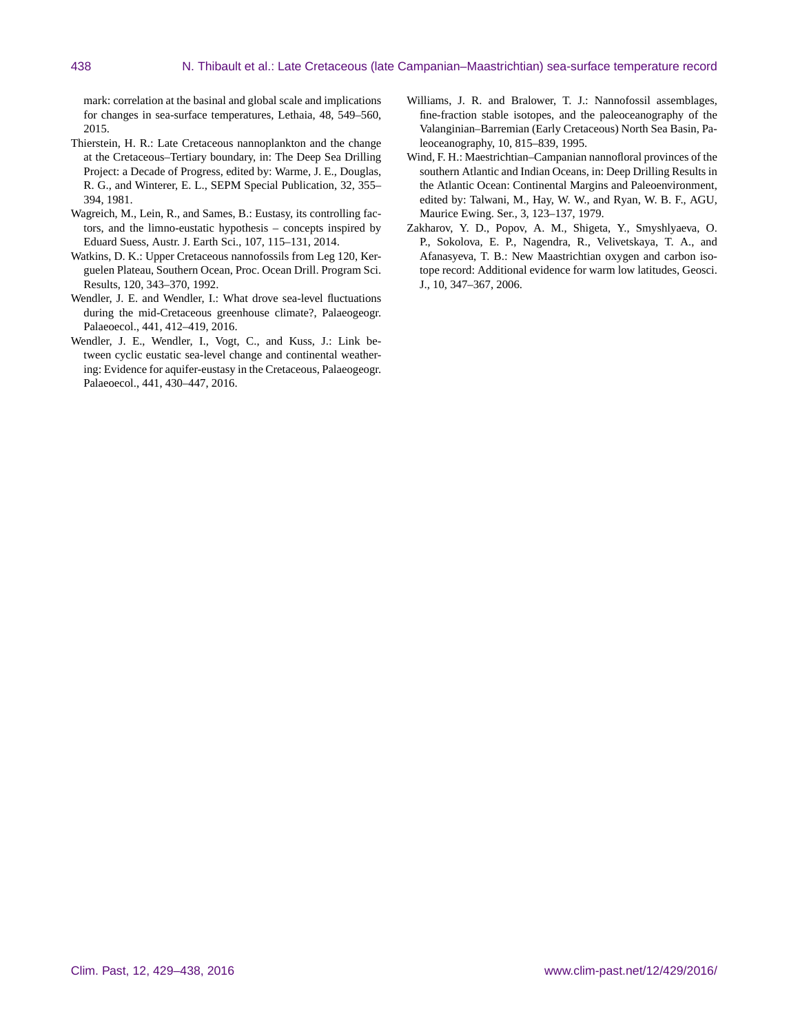mark: correlation at the basinal and global scale and implications for changes in sea-surface temperatures, Lethaia, 48, 549–560, 2015.

Thierstein, H. R.: Late Cretaceous nannoplankton and the change at the Cretaceous–Tertiary boundary, in: The Deep Sea Drilling Project: a Decade of Progress, edited by: Warme, J. E., Douglas, R. G., and Winterer, E. L., SEPM Special Publication, 32, 355–394, 1981.

Wagreich, M., Lein, R., and Sames, B.: Eustasy, its controlling factors, and the limno-eustatic hypothesis – concepts inspired by Eduard Suess, Austr. J. Earth Sci., 107, 115–131, 2014.

Watkins, D. K.: Upper Cretaceous nannofossils from Leg 120, Kerguelen Plateau, Southern Ocean, Proc. Ocean Drill. Program Sci. Results, 120, 343–370, 1992.

Wendler, J. E. and Wendler, I.: What drove sea-level fluctuations during the mid-Cretaceous greenhouse climate?, Palaeogeogr. Palaeoecol., 441, 412–419, 2016.

Wendler, J. E., Wendler, I., Vogt, C., and Kuss, J.: Link between cyclic eustatic sea-level change and continental weathering: Evidence for aquifer-eustasy in the Cretaceous, Palaeogeogr. Palaeoecol., 441, 430–447, 2016.

Williams, J. R. and Bralower, T. J.: Nannofossil assemblages, fine-fraction stable isotopes, and the paleoceanography of the Valanginian–Barremian (Early Cretaceous) North Sea Basin, Paleoceanography, 10, 815–839, 1995.

Wind, F. H.: Maestrichtian–Campanian nannofloral provinces of the southern Atlantic and Indian Oceans, in: Deep Drilling Results in the Atlantic Ocean: Continental Margins and Paleoenvironment, edited by: Talwani, M., Hay, W. W., and Ryan, W. B. F., AGU, Maurice Ewing. Ser., 3, 123–137, 1979.

Zakharov, Y. D., Popov, A. M., Shigeta, Y., Smyshlyaeva, O. P., Sokolova, E. P., Nagendra, R., Velivetskaya, T. A., and Afanasyeva, T. B.: New Maastrichtian oxygen and carbon isotope record: Additional evidence for warm low latitudes, Geosci. J., 10, 347–367, 2006.